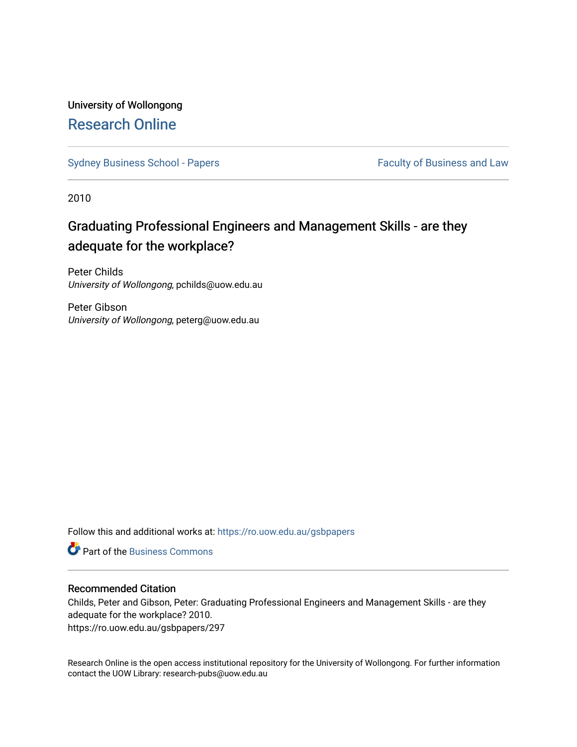University of Wollongong

# Research Online

Sydney Business School - Papers | Faculty of Business and Law

2010

## Graduating Professional Engineers and Management Skills - are they adequate for the workplace?

Peter Childs
*University of Wollongong*, pchilds@uow.edu.au

Peter Gibson
*University of Wollongong*, peterg@uow.edu.au

Follow this and additional works at: https://ro.uow.edu.au/gsbpapers

Part of the Business Commons

### Recommended Citation

Childs, Peter and Gibson, Peter: Graduating Professional Engineers and Management Skills - are they adequate for the workplace? 2010.
https://ro.uow.edu.au/gsbpapers/297

Research Online is the open access institutional repository for the University of Wollongong. For further information contact the UOW Library: research-pubs@uow.edu.au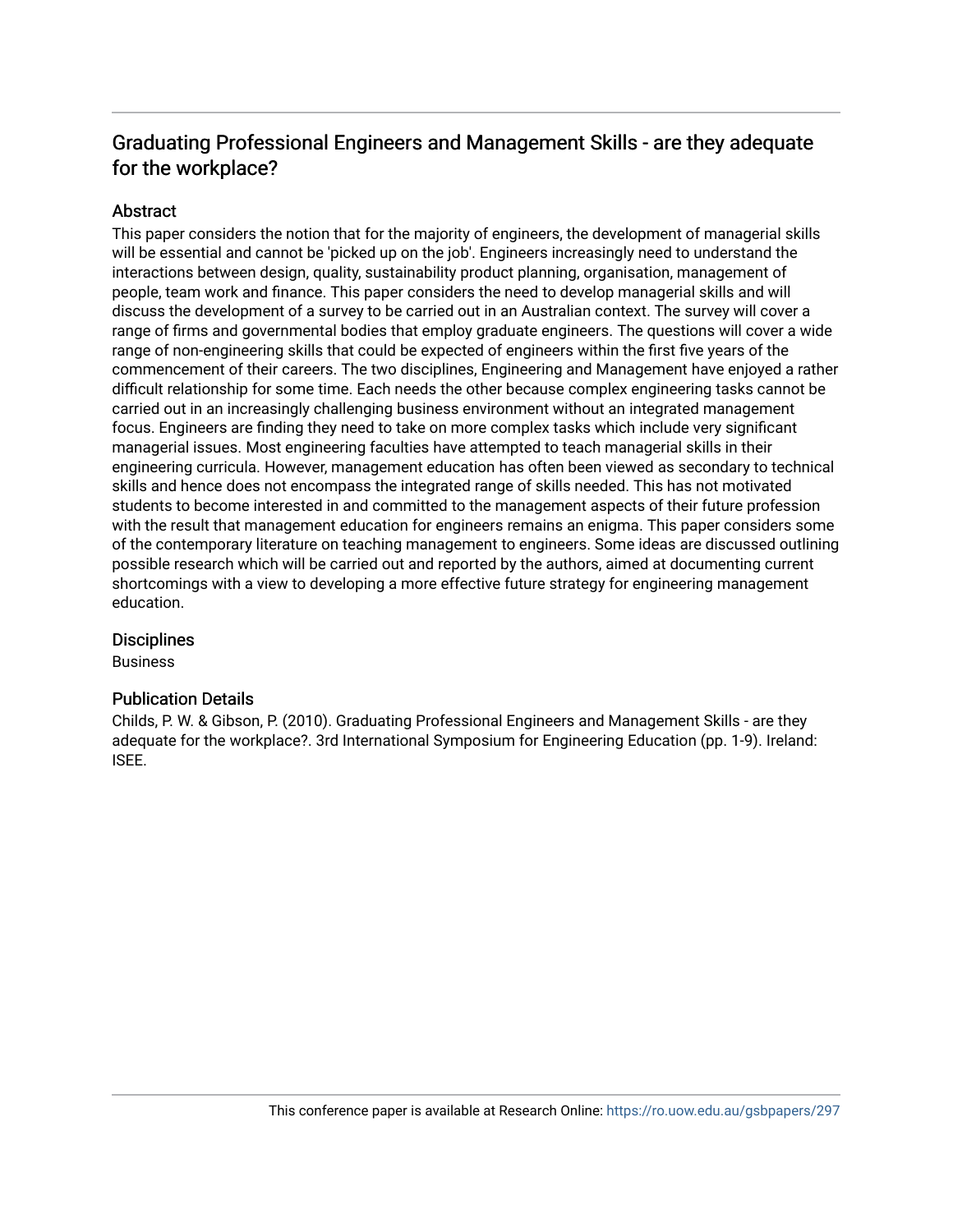## Graduating Professional Engineers and Management Skills - are they adequate for the workplace?

### Abstract

This paper considers the notion that for the majority of engineers, the development of managerial skills will be essential and cannot be 'picked up on the job'. Engineers increasingly need to understand the interactions between design, quality, sustainability product planning, organisation, management of people, team work and finance. This paper considers the need to develop managerial skills and will discuss the development of a survey to be carried out in an Australian context. The survey will cover a range of firms and governmental bodies that employ graduate engineers. The questions will cover a wide range of non-engineering skills that could be expected of engineers within the first five years of the commencement of their careers. The two disciplines, Engineering and Management have enjoyed a rather difficult relationship for some time. Each needs the other because complex engineering tasks cannot be carried out in an increasingly challenging business environment without an integrated management focus. Engineers are finding they need to take on more complex tasks which include very significant managerial issues. Most engineering faculties have attempted to teach managerial skills in their engineering curricula. However, management education has often been viewed as secondary to technical skills and hence does not encompass the integrated range of skills needed. This has not motivated students to become interested in and committed to the management aspects of their future profession with the result that management education for engineers remains an enigma. This paper considers some of the contemporary literature on teaching management to engineers. Some ideas are discussed outlining possible research which will be carried out and reported by the authors, aimed at documenting current shortcomings with a view to developing a more effective future strategy for engineering management education.

### Disciplines

Business

### Publication Details

Childs, P. W. & Gibson, P. (2010). Graduating Professional Engineers and Management Skills - are they adequate for the workplace?. 3rd International Symposium for Engineering Education (pp. 1-9). Ireland: ISEE.

This conference paper is available at Research Online: https://ro.uow.edu.au/gsbpapers/297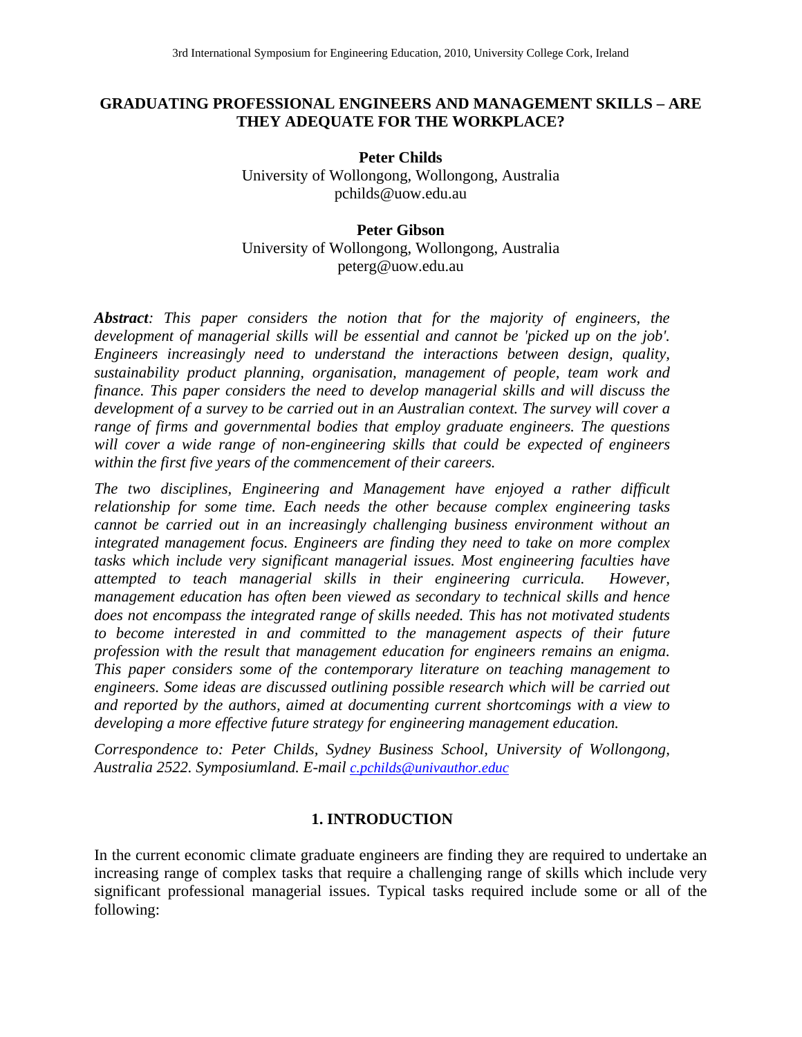# GRADUATING PROFESSIONAL ENGINEERS AND MANAGEMENT SKILLS – ARE THEY ADEQUATE FOR THE WORKPLACE?

**Peter Childs**
University of Wollongong, Wollongong, Australia
pchilds@uow.edu.au

**Peter Gibson**
University of Wollongong, Wollongong, Australia
peterg@uow.edu.au

***Abstract**: This paper considers the notion that for the majority of engineers, the development of managerial skills will be essential and cannot be 'picked up on the job'. Engineers increasingly need to understand the interactions between design, quality, sustainability product planning, organisation, management of people, team work and finance. This paper considers the need to develop managerial skills and will discuss the development of a survey to be carried out in an Australian context. The survey will cover a range of firms and governmental bodies that employ graduate engineers. The questions will cover a wide range of non-engineering skills that could be expected of engineers within the first five years of the commencement of their careers.*

*The two disciplines, Engineering and Management have enjoyed a rather difficult relationship for some time. Each needs the other because complex engineering tasks cannot be carried out in an increasingly challenging business environment without an integrated management focus. Engineers are finding they need to take on more complex tasks which include very significant managerial issues. Most engineering faculties have attempted to teach managerial skills in their engineering curricula. However, management education has often been viewed as secondary to technical skills and hence does not encompass the integrated range of skills needed. This has not motivated students to become interested in and committed to the management aspects of their future profession with the result that management education for engineers remains an enigma. This paper considers some of the contemporary literature on teaching management to engineers. Some ideas are discussed outlining possible research which will be carried out and reported by the authors, aimed at documenting current shortcomings with a view to developing a more effective future strategy for engineering management education.*

*Correspondence to: Peter Childs, Sydney Business School, University of Wollongong, Australia 2522. Symposiumland. E-mail c.pchilds@univauthor.educ*

## 1. INTRODUCTION

In the current economic climate graduate engineers are finding they are required to undertake an increasing range of complex tasks that require a challenging range of skills which include very significant professional managerial issues. Typical tasks required include some or all of the following: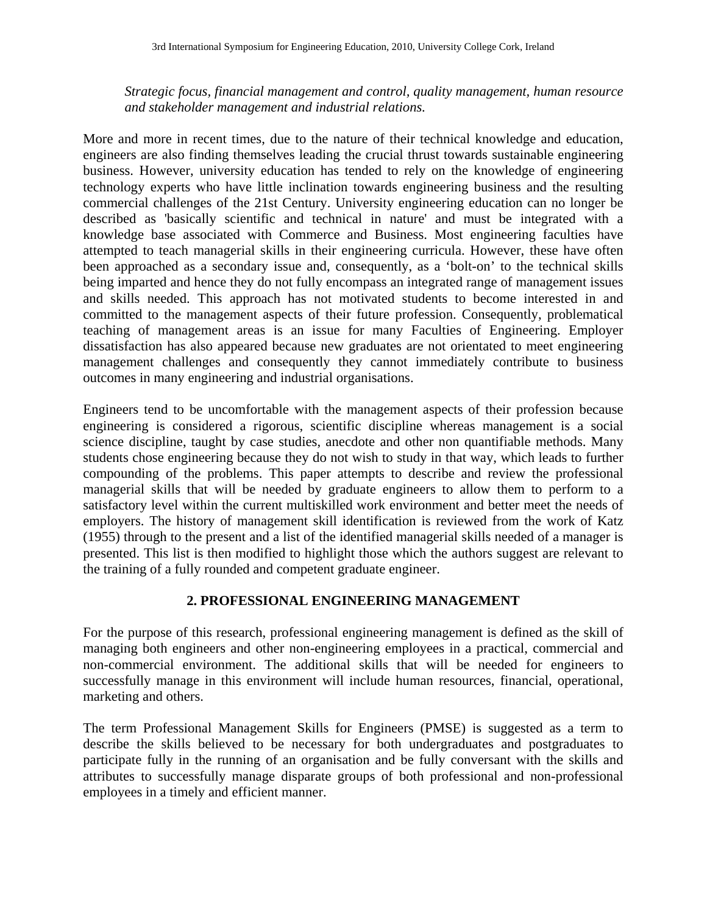*Strategic focus, financial management and control, quality management, human resource and stakeholder management and industrial relations.*

More and more in recent times, due to the nature of their technical knowledge and education, engineers are also finding themselves leading the crucial thrust towards sustainable engineering business. However, university education has tended to rely on the knowledge of engineering technology experts who have little inclination towards engineering business and the resulting commercial challenges of the 21st Century. University engineering education can no longer be described as 'basically scientific and technical in nature' and must be integrated with a knowledge base associated with Commerce and Business. Most engineering faculties have attempted to teach managerial skills in their engineering curricula. However, these have often been approached as a secondary issue and, consequently, as a ‘bolt-on’ to the technical skills being imparted and hence they do not fully encompass an integrated range of management issues and skills needed. This approach has not motivated students to become interested in and committed to the management aspects of their future profession. Consequently, problematical teaching of management areas is an issue for many Faculties of Engineering. Employer dissatisfaction has also appeared because new graduates are not orientated to meet engineering management challenges and consequently they cannot immediately contribute to business outcomes in many engineering and industrial organisations.

Engineers tend to be uncomfortable with the management aspects of their profession because engineering is considered a rigorous, scientific discipline whereas management is a social science discipline, taught by case studies, anecdote and other non quantifiable methods. Many students chose engineering because they do not wish to study in that way, which leads to further compounding of the problems. This paper attempts to describe and review the professional managerial skills that will be needed by graduate engineers to allow them to perform to a satisfactory level within the current multiskilled work environment and better meet the needs of employers. The history of management skill identification is reviewed from the work of Katz (1955) through to the present and a list of the identified managerial skills needed of a manager is presented. This list is then modified to highlight those which the authors suggest are relevant to the training of a fully rounded and competent graduate engineer.

## 2. PROFESSIONAL ENGINEERING MANAGEMENT

For the purpose of this research, professional engineering management is defined as the skill of managing both engineers and other non-engineering employees in a practical, commercial and non-commercial environment. The additional skills that will be needed for engineers to successfully manage in this environment will include human resources, financial, operational, marketing and others.

The term Professional Management Skills for Engineers (PMSE) is suggested as a term to describe the skills believed to be necessary for both undergraduates and postgraduates to participate fully in the running of an organisation and be fully conversant with the skills and attributes to successfully manage disparate groups of both professional and non-professional employees in a timely and efficient manner.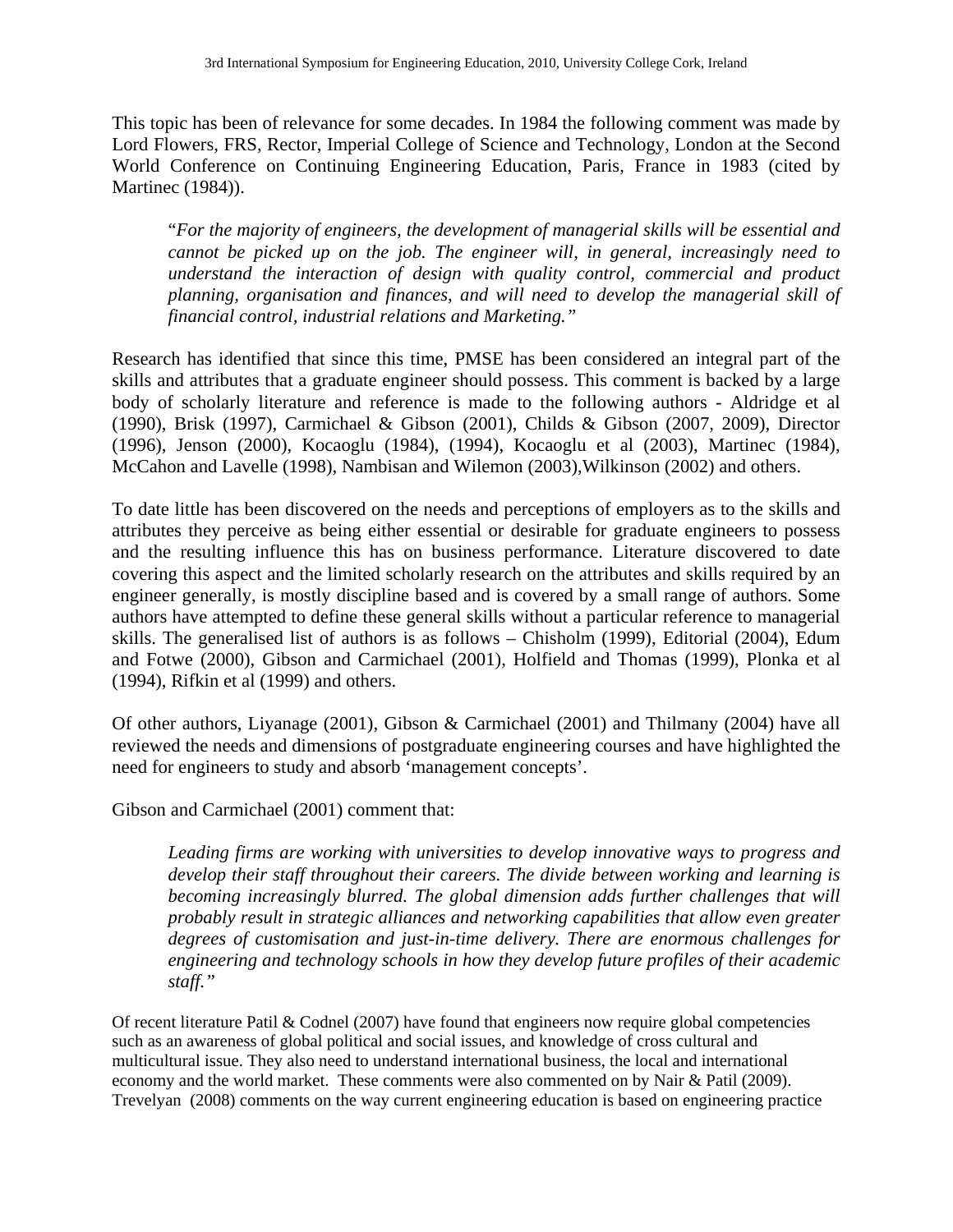This topic has been of relevance for some decades. In 1984 the following comment was made by Lord Flowers, FRS, Rector, Imperial College of Science and Technology, London at the Second World Conference on Continuing Engineering Education, Paris, France in 1983 (cited by Martinec (1984)).

> "*For the majority of engineers, the development of managerial skills will be essential and cannot be picked up on the job. The engineer will, in general, increasingly need to understand the interaction of design with quality control, commercial and product planning, organisation and finances, and will need to develop the managerial skill of financial control, industrial relations and Marketing."*

Research has identified that since this time, PMSE has been considered an integral part of the skills and attributes that a graduate engineer should possess. This comment is backed by a large body of scholarly literature and reference is made to the following authors - Aldridge et al (1990), Brisk (1997), Carmichael & Gibson (2001), Childs & Gibson (2007, 2009), Director (1996), Jenson (2000), Kocaoglu (1984), (1994), Kocaoglu et al (2003), Martinec (1984), McCahon and Lavelle (1998), Nambisan and Wilemon (2003),Wilkinson (2002) and others.

To date little has been discovered on the needs and perceptions of employers as to the skills and attributes they perceive as being either essential or desirable for graduate engineers to possess and the resulting influence this has on business performance. Literature discovered to date covering this aspect and the limited scholarly research on the attributes and skills required by an engineer generally, is mostly discipline based and is covered by a small range of authors. Some authors have attempted to define these general skills without a particular reference to managerial skills. The generalised list of authors is as follows – Chisholm (1999), Editorial (2004), Edum and Fotwe (2000), Gibson and Carmichael (2001), Holfield and Thomas (1999), Plonka et al (1994), Rifkin et al (1999) and others.

Of other authors, Liyanage (2001), Gibson & Carmichael (2001) and Thilmany (2004) have all reviewed the needs and dimensions of postgraduate engineering courses and have highlighted the need for engineers to study and absorb 'management concepts'.

Gibson and Carmichael (2001) comment that:

> *Leading firms are working with universities to develop innovative ways to progress and develop their staff throughout their careers. The divide between working and learning is becoming increasingly blurred. The global dimension adds further challenges that will probably result in strategic alliances and networking capabilities that allow even greater degrees of customisation and just-in-time delivery. There are enormous challenges for engineering and technology schools in how they develop future profiles of their academic staff."*

Of recent literature Patil & Codnel (2007) have found that engineers now require global competencies such as an awareness of global political and social issues, and knowledge of cross cultural and multicultural issue. They also need to understand international business, the local and international economy and the world market. These comments were also commented on by Nair & Patil (2009). Trevelyan (2008) comments on the way current engineering education is based on engineering practice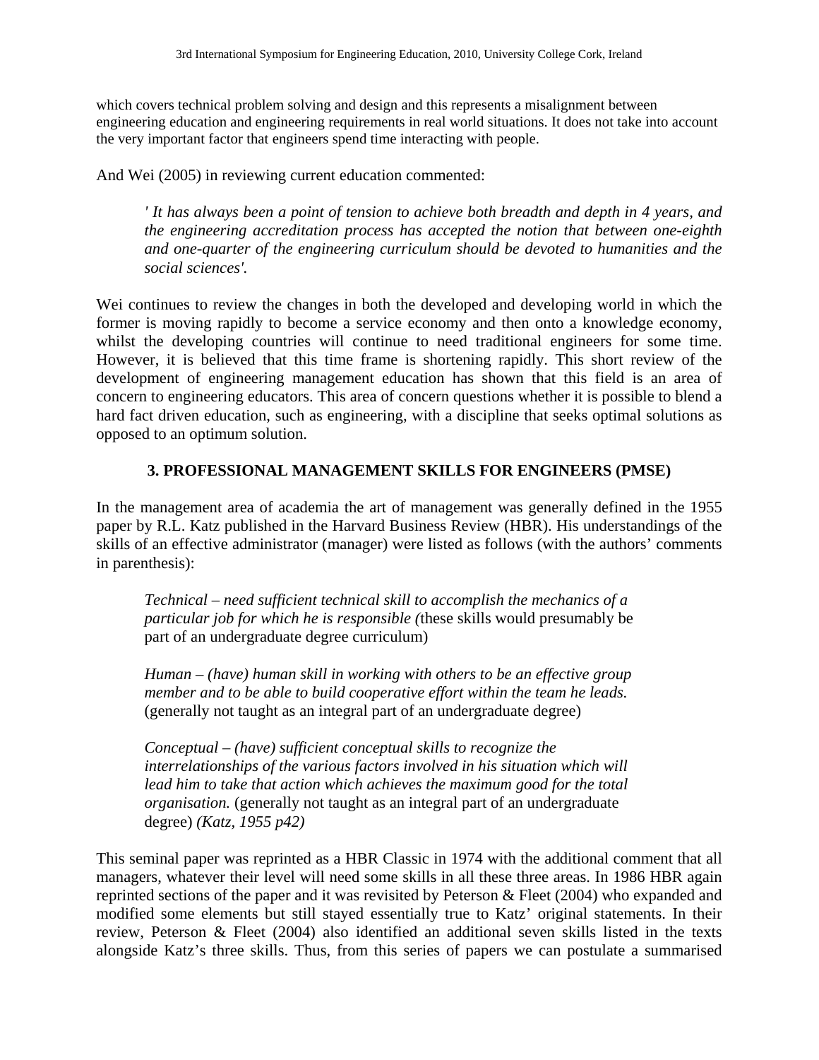which covers technical problem solving and design and this represents a misalignment between engineering education and engineering requirements in real world situations. It does not take into account the very important factor that engineers spend time interacting with people.

And Wei (2005) in reviewing current education commented:

> *' It has always been a point of tension to achieve both breadth and depth in 4 years, and the engineering accreditation process has accepted the notion that between one-eighth and one-quarter of the engineering curriculum should be devoted to humanities and the social sciences'.*

Wei continues to review the changes in both the developed and developing world in which the former is moving rapidly to become a service economy and then onto a knowledge economy, whilst the developing countries will continue to need traditional engineers for some time. However, it is believed that this time frame is shortening rapidly. This short review of the development of engineering management education has shown that this field is an area of concern to engineering educators. This area of concern questions whether it is possible to blend a hard fact driven education, such as engineering, with a discipline that seeks optimal solutions as opposed to an optimum solution.

## 3. PROFESSIONAL MANAGEMENT SKILLS FOR ENGINEERS (PMSE)

In the management area of academia the art of management was generally defined in the 1955 paper by R.L. Katz published in the Harvard Business Review (HBR). His understandings of the skills of an effective administrator (manager) were listed as follows (with the authors' comments in parenthesis):

> *Technical – need sufficient technical skill to accomplish the mechanics of a particular job for which he is responsible (*these skills would presumably be part of an undergraduate degree curriculum)
>
> *Human – (have) human skill in working with others to be an effective group member and to be able to build cooperative effort within the team he leads.* (generally not taught as an integral part of an undergraduate degree)
>
> *Conceptual – (have) sufficient conceptual skills to recognize the interrelationships of the various factors involved in his situation which will lead him to take that action which achieves the maximum good for the total organisation.* (generally not taught as an integral part of an undergraduate degree) *(Katz, 1955 p42)*

This seminal paper was reprinted as a HBR Classic in 1974 with the additional comment that all managers, whatever their level will need some skills in all these three areas. In 1986 HBR again reprinted sections of the paper and it was revisited by Peterson & Fleet (2004) who expanded and modified some elements but still stayed essentially true to Katz' original statements. In their review, Peterson & Fleet (2004) also identified an additional seven skills listed in the texts alongside Katz's three skills. Thus, from this series of papers we can postulate a summarised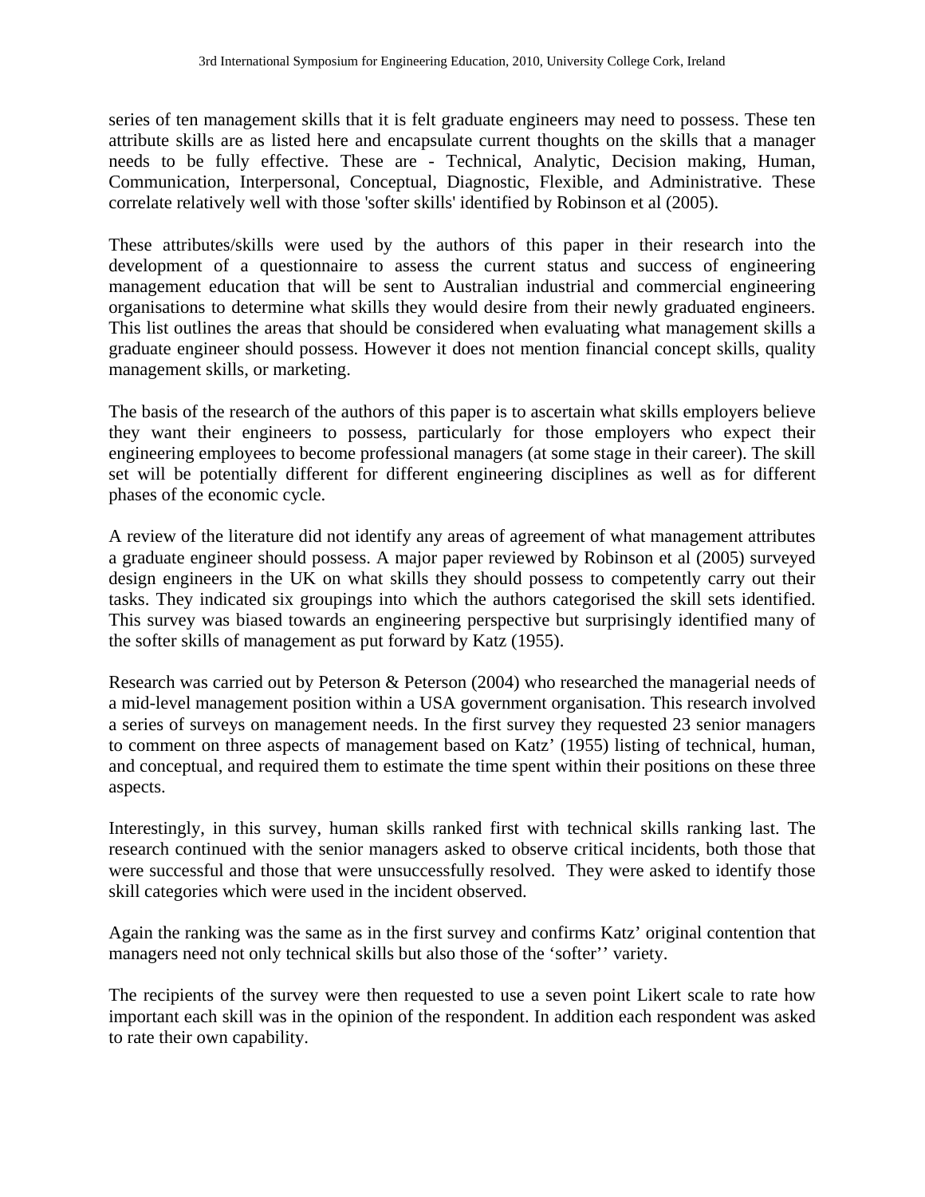series of ten management skills that it is felt graduate engineers may need to possess. These ten attribute skills are as listed here and encapsulate current thoughts on the skills that a manager needs to be fully effective. These are - Technical, Analytic, Decision making, Human, Communication, Interpersonal, Conceptual, Diagnostic, Flexible, and Administrative. These correlate relatively well with those 'softer skills' identified by Robinson et al (2005).

These attributes/skills were used by the authors of this paper in their research into the development of a questionnaire to assess the current status and success of engineering management education that will be sent to Australian industrial and commercial engineering organisations to determine what skills they would desire from their newly graduated engineers. This list outlines the areas that should be considered when evaluating what management skills a graduate engineer should possess. However it does not mention financial concept skills, quality management skills, or marketing.

The basis of the research of the authors of this paper is to ascertain what skills employers believe they want their engineers to possess, particularly for those employers who expect their engineering employees to become professional managers (at some stage in their career). The skill set will be potentially different for different engineering disciplines as well as for different phases of the economic cycle.

A review of the literature did not identify any areas of agreement of what management attributes a graduate engineer should possess. A major paper reviewed by Robinson et al (2005) surveyed design engineers in the UK on what skills they should possess to competently carry out their tasks. They indicated six groupings into which the authors categorised the skill sets identified. This survey was biased towards an engineering perspective but surprisingly identified many of the softer skills of management as put forward by Katz (1955).

Research was carried out by Peterson & Peterson (2004) who researched the managerial needs of a mid-level management position within a USA government organisation. This research involved a series of surveys on management needs. In the first survey they requested 23 senior managers to comment on three aspects of management based on Katz' (1955) listing of technical, human, and conceptual, and required them to estimate the time spent within their positions on these three aspects.

Interestingly, in this survey, human skills ranked first with technical skills ranking last. The research continued with the senior managers asked to observe critical incidents, both those that were successful and those that were unsuccessfully resolved. They were asked to identify those skill categories which were used in the incident observed.

Again the ranking was the same as in the first survey and confirms Katz' original contention that managers need not only technical skills but also those of the 'softer'' variety.

The recipients of the survey were then requested to use a seven point Likert scale to rate how important each skill was in the opinion of the respondent. In addition each respondent was asked to rate their own capability.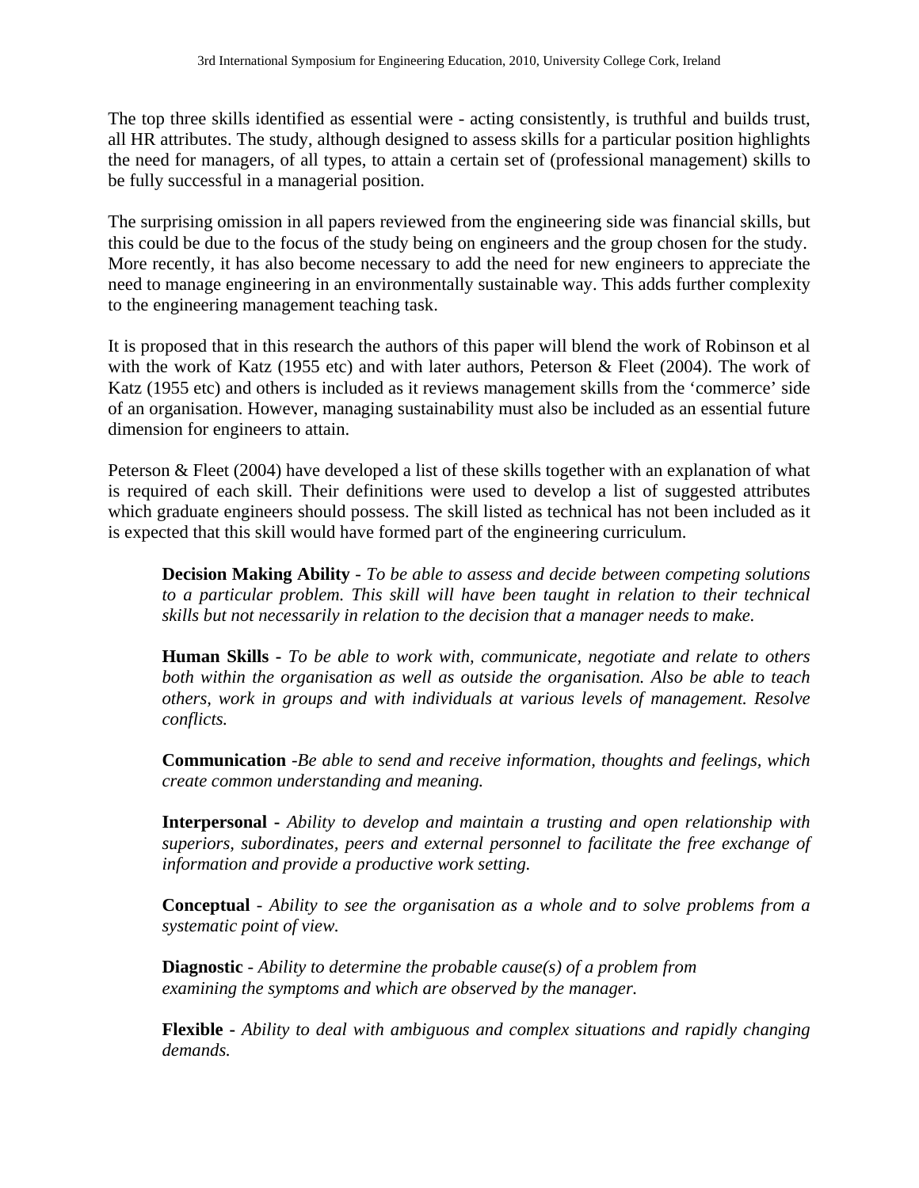The top three skills identified as essential were - acting consistently, is truthful and builds trust, all HR attributes. The study, although designed to assess skills for a particular position highlights the need for managers, of all types, to attain a certain set of (professional management) skills to be fully successful in a managerial position.

The surprising omission in all papers reviewed from the engineering side was financial skills, but this could be due to the focus of the study being on engineers and the group chosen for the study. More recently, it has also become necessary to add the need for new engineers to appreciate the need to manage engineering in an environmentally sustainable way. This adds further complexity to the engineering management teaching task.

It is proposed that in this research the authors of this paper will blend the work of Robinson et al with the work of Katz (1955 etc) and with later authors, Peterson & Fleet (2004). The work of Katz (1955 etc) and others is included as it reviews management skills from the 'commerce' side of an organisation. However, managing sustainability must also be included as an essential future dimension for engineers to attain.

Peterson & Fleet (2004) have developed a list of these skills together with an explanation of what is required of each skill. Their definitions were used to develop a list of suggested attributes which graduate engineers should possess. The skill listed as technical has not been included as it is expected that this skill would have formed part of the engineering curriculum.

> **Decision Making Ability** - *To be able to assess and decide between competing solutions to a particular problem. This skill will have been taught in relation to their technical skills but not necessarily in relation to the decision that a manager needs to make.*
>
> **Human Skills -** *To be able to work with, communicate, negotiate and relate to others both within the organisation as well as outside the organisation. Also be able to teach others, work in groups and with individuals at various levels of management. Resolve conflicts.*
>
> **Communication** -*Be able to send and receive information, thoughts and feelings, which create common understanding and meaning.*
>
> **Interpersonal -** *Ability to develop and maintain a trusting and open relationship with superiors, subordinates, peers and external personnel to facilitate the free exchange of information and provide a productive work setting.*
>
> **Conceptual** - *Ability to see the organisation as a whole and to solve problems from a systematic point of view.*
>
> **Diagnostic** - *Ability to determine the probable cause(s) of a problem from examining the symptoms and which are observed by the manager.*
>
> **Flexible -** *Ability to deal with ambiguous and complex situations and rapidly changing demands.*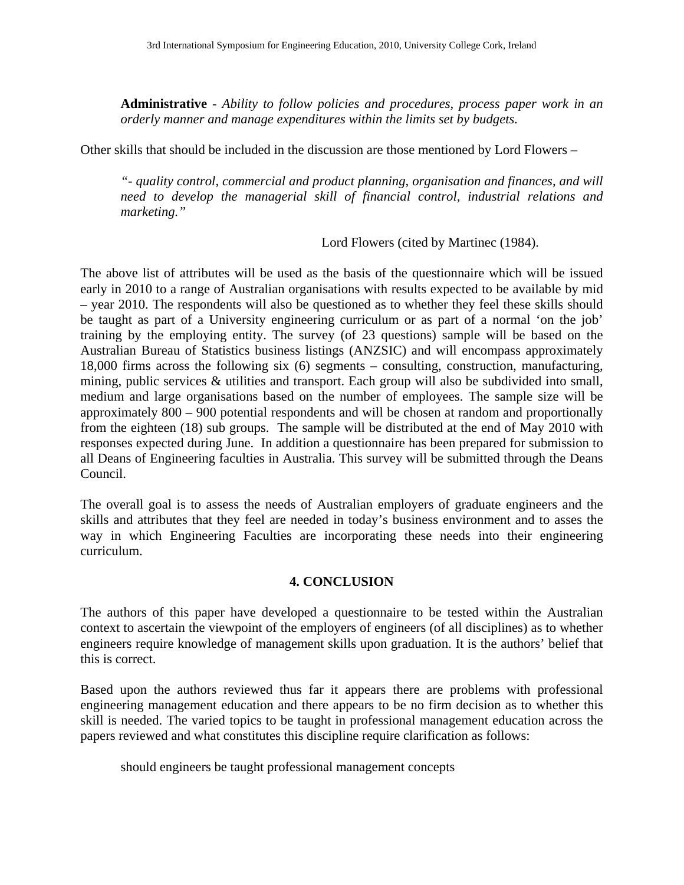> **Administrative** - *Ability to follow policies and procedures, process paper work in an orderly manner and manage expenditures within the limits set by budgets.*

Other skills that should be included in the discussion are those mentioned by Lord Flowers –

> *"- quality control, commercial and product planning, organisation and finances, and will need to develop the managerial skill of financial control, industrial relations and marketing."*
>
> Lord Flowers (cited by Martinec (1984).

The above list of attributes will be used as the basis of the questionnaire which will be issued early in 2010 to a range of Australian organisations with results expected to be available by mid – year 2010. The respondents will also be questioned as to whether they feel these skills should be taught as part of a University engineering curriculum or as part of a normal 'on the job' training by the employing entity. The survey (of 23 questions) sample will be based on the Australian Bureau of Statistics business listings (ANZSIC) and will encompass approximately 18,000 firms across the following six (6) segments – consulting, construction, manufacturing, mining, public services & utilities and transport. Each group will also be subdivided into small, medium and large organisations based on the number of employees. The sample size will be approximately 800 – 900 potential respondents and will be chosen at random and proportionally from the eighteen (18) sub groups. The sample will be distributed at the end of May 2010 with responses expected during June. In addition a questionnaire has been prepared for submission to all Deans of Engineering faculties in Australia. This survey will be submitted through the Deans Council.

The overall goal is to assess the needs of Australian employers of graduate engineers and the skills and attributes that they feel are needed in today's business environment and to asses the way in which Engineering Faculties are incorporating these needs into their engineering curriculum.

## 4. CONCLUSION

The authors of this paper have developed a questionnaire to be tested within the Australian context to ascertain the viewpoint of the employers of engineers (of all disciplines) as to whether engineers require knowledge of management skills upon graduation. It is the authors' belief that this is correct.

Based upon the authors reviewed thus far it appears there are problems with professional engineering management education and there appears to be no firm decision as to whether this skill is needed. The varied topics to be taught in professional management education across the papers reviewed and what constitutes this discipline require clarification as follows:

> should engineers be taught professional management concepts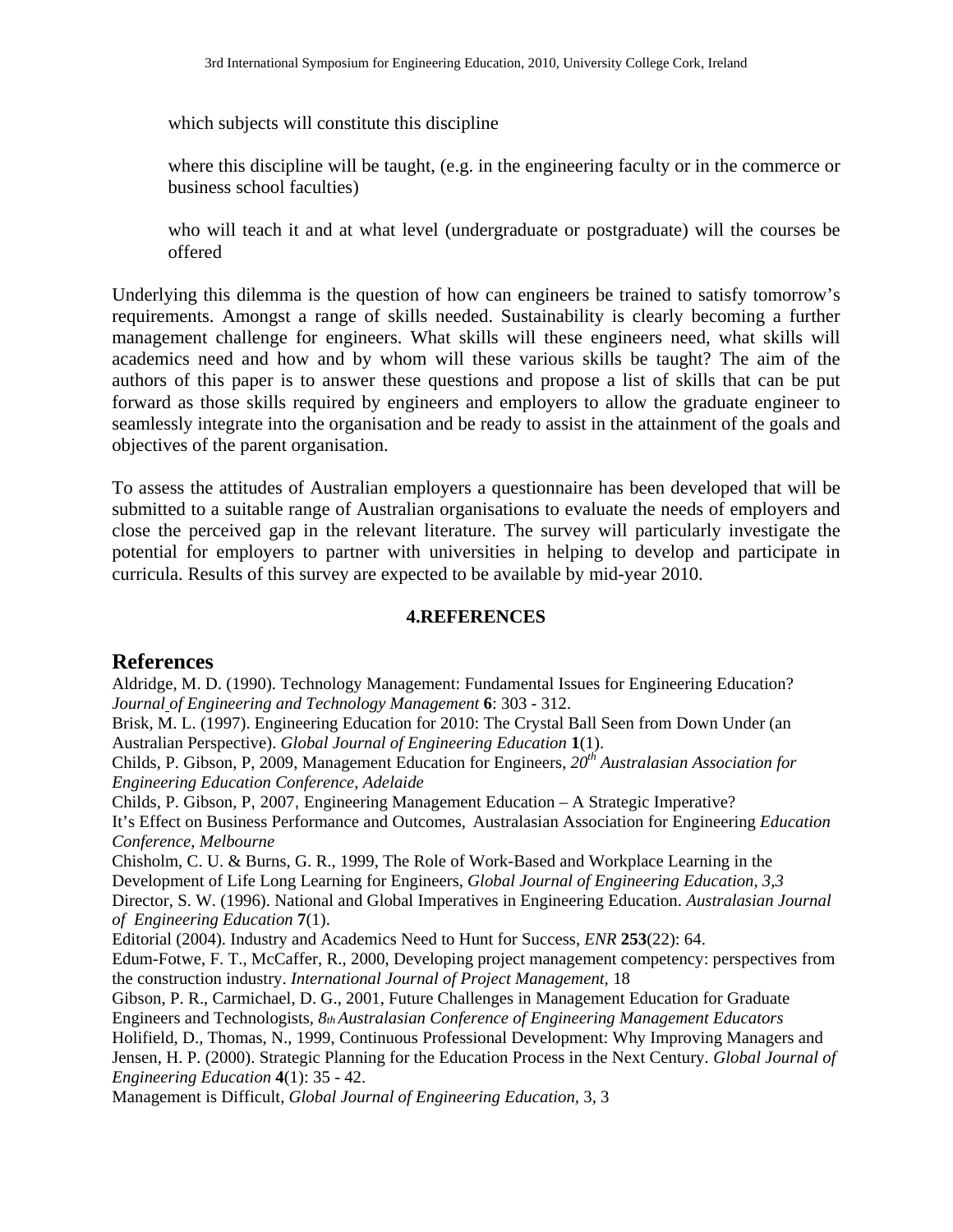which subjects will constitute this discipline

where this discipline will be taught, (e.g. in the engineering faculty or in the commerce or business school faculties)

who will teach it and at what level (undergraduate or postgraduate) will the courses be offered

Underlying this dilemma is the question of how can engineers be trained to satisfy tomorrow's requirements. Amongst a range of skills needed. Sustainability is clearly becoming a further management challenge for engineers. What skills will these engineers need, what skills will academics need and how and by whom will these various skills be taught? The aim of the authors of this paper is to answer these questions and propose a list of skills that can be put forward as those skills required by engineers and employers to allow the graduate engineer to seamlessly integrate into the organisation and be ready to assist in the attainment of the goals and objectives of the parent organisation.

To assess the attitudes of Australian employers a questionnaire has been developed that will be submitted to a suitable range of Australian organisations to evaluate the needs of employers and close the perceived gap in the relevant literature. The survey will particularly investigate the potential for employers to partner with universities in helping to develop and participate in curricula. Results of this survey are expected to be available by mid-year 2010.

## 4.REFERENCES

## References

Aldridge, M. D. (1990). Technology Management: Fundamental Issues for Engineering Education? *Journal of Engineering and Technology Management* **6**: 303 - 312.
Brisk, M. L. (1997). Engineering Education for 2010: The Crystal Ball Seen from Down Under (an Australian Perspective). *Global Journal of Engineering Education* **1**(1).
Childs, P. Gibson, P, 2009, Management Education for Engineers, *20th Australasian Association for Engineering Education Conference, Adelaide*
Childs, P. Gibson, P, 2007, Engineering Management Education – A Strategic Imperative? It's Effect on Business Performance and Outcomes, Australasian Association for Engineering *Education Conference, Melbourne*
Chisholm, C. U. & Burns, G. R., 1999, The Role of Work-Based and Workplace Learning in the Development of Life Long Learning for Engineers, *Global Journal of Engineering Education, 3,3*
Director, S. W. (1996). National and Global Imperatives in Engineering Education. *Australasian Journal of Engineering Education* **7**(1).
Editorial (2004). Industry and Academics Need to Hunt for Success, *ENR* **253**(22): 64.
Edum-Fotwe, F. T., McCaffer, R., 2000, Developing project management competency: perspectives from the construction industry. *International Journal of Project Management*, 18
Gibson, P. R., Carmichael, D. G., 2001, Future Challenges in Management Education for Graduate Engineers and Technologists, *8th Australasian Conference of Engineering Management Educators*
Holifield, D., Thomas, N., 1999, Continuous Professional Development: Why Improving Managers and Jensen, H. P. (2000). Strategic Planning for the Education Process in the Next Century. *Global Journal of Engineering Education* **4**(1): 35 - 42.
Management is Difficult, *Global Journal of Engineering Education*, 3, 3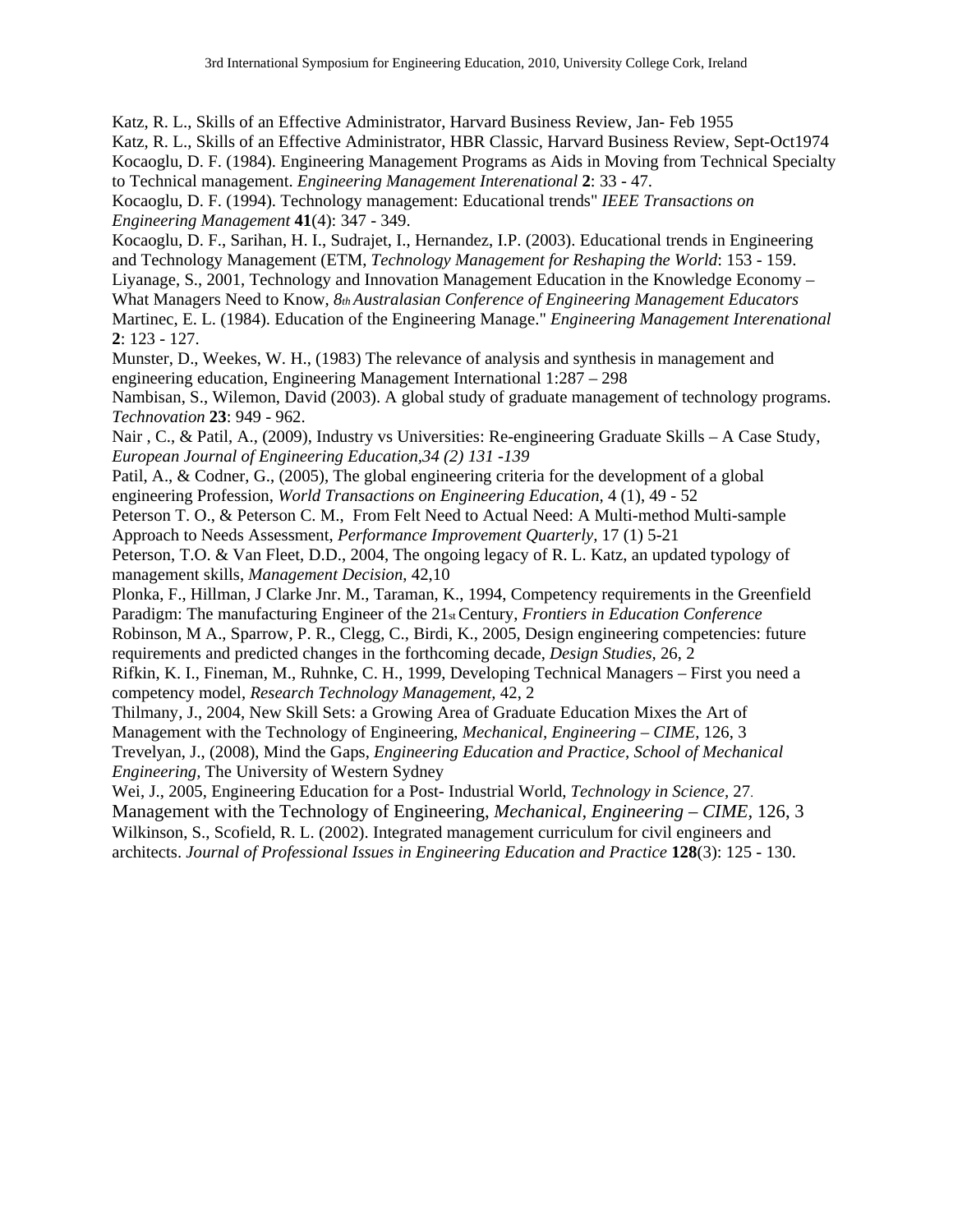Katz, R. L., Skills of an Effective Administrator, Harvard Business Review, Jan- Feb 1955

Katz, R. L., Skills of an Effective Administrator, HBR Classic, Harvard Business Review, Sept-Oct1974

Kocaoglu, D. F. (1984). Engineering Management Programs as Aids in Moving from Technical Specialty to Technical management. *Engineering Management Interenational* **2**: 33 - 47.

Kocaoglu, D. F. (1994). Technology management: Educational trends" *IEEE Transactions on Engineering Management* **41**(4): 347 - 349.

Kocaoglu, D. F., Sarihan, H. I., Sudrajet, I., Hernandez, I.P. (2003). Educational trends in Engineering and Technology Management (ETM, *Technology Management for Reshaping the World*: 153 - 159.

Liyanage, S., 2001, Technology and Innovation Management Education in the Knowledge Economy – What Managers Need to Know, *8th Australasian Conference of Engineering Management Educators*

Martinec, E. L. (1984). Education of the Engineering Manage." *Engineering Management Interenational* **2**: 123 - 127.

Munster, D., Weekes, W. H., (1983) The relevance of analysis and synthesis in management and engineering education, Engineering Management International 1:287 – 298

Nambisan, S., Wilemon, David (2003). A global study of graduate management of technology programs. *Technovation* **23**: 949 - 962.

Nair , C., & Patil, A., (2009), Industry vs Universities: Re-engineering Graduate Skills – A Case Study, *European Journal of Engineering Education,34 (2) 131 -139*

Patil, A., & Codner, G., (2005), The global engineering criteria for the development of a global engineering Profession, *World Transactions on Engineering Education,* 4 (1), 49 - 52

Peterson T. O., & Peterson C. M., From Felt Need to Actual Need: A Multi-method Multi-sample Approach to Needs Assessment, *Performance Improvement Quarterly,* 17 (1) 5-21

Peterson, T.O. & Van Fleet, D.D., 2004, The ongoing legacy of R. L. Katz, an updated typology of management skills, *Management Decision,* 42,10

Plonka, F., Hillman, J Clarke Jnr. M., Taraman, K., 1994, Competency requirements in the Greenfield Paradigm: The manufacturing Engineer of the 21st Century, *Frontiers in Education Conference*

Robinson, M A., Sparrow, P. R., Clegg, C., Birdi, K., 2005, Design engineering competencies: future requirements and predicted changes in the forthcoming decade, *Design Studies,* 26, 2

Rifkin, K. I., Fineman, M., Ruhnke, C. H., 1999, Developing Technical Managers – First you need a competency model, *Research Technology Management,* 42, 2

Thilmany, J., 2004, New Skill Sets: a Growing Area of Graduate Education Mixes the Art of Management with the Technology of Engineering, *Mechanical, Engineering – CIME,* 126, 3

Trevelyan, J., (2008), Mind the Gaps, *Engineering Education and Practice, School of Mechanical Engineering,* The University of Western Sydney

Wei, J., 2005, Engineering Education for a Post- Industrial World, *Technology in Science,* 27.

Management with the Technology of Engineering, *Mechanical, Engineering – CIME,* 126, 3

Wilkinson, S., Scofield, R. L. (2002). Integrated management curriculum for civil engineers and architects. *Journal of Professional Issues in Engineering Education and Practice* **128**(3): 125 - 130.